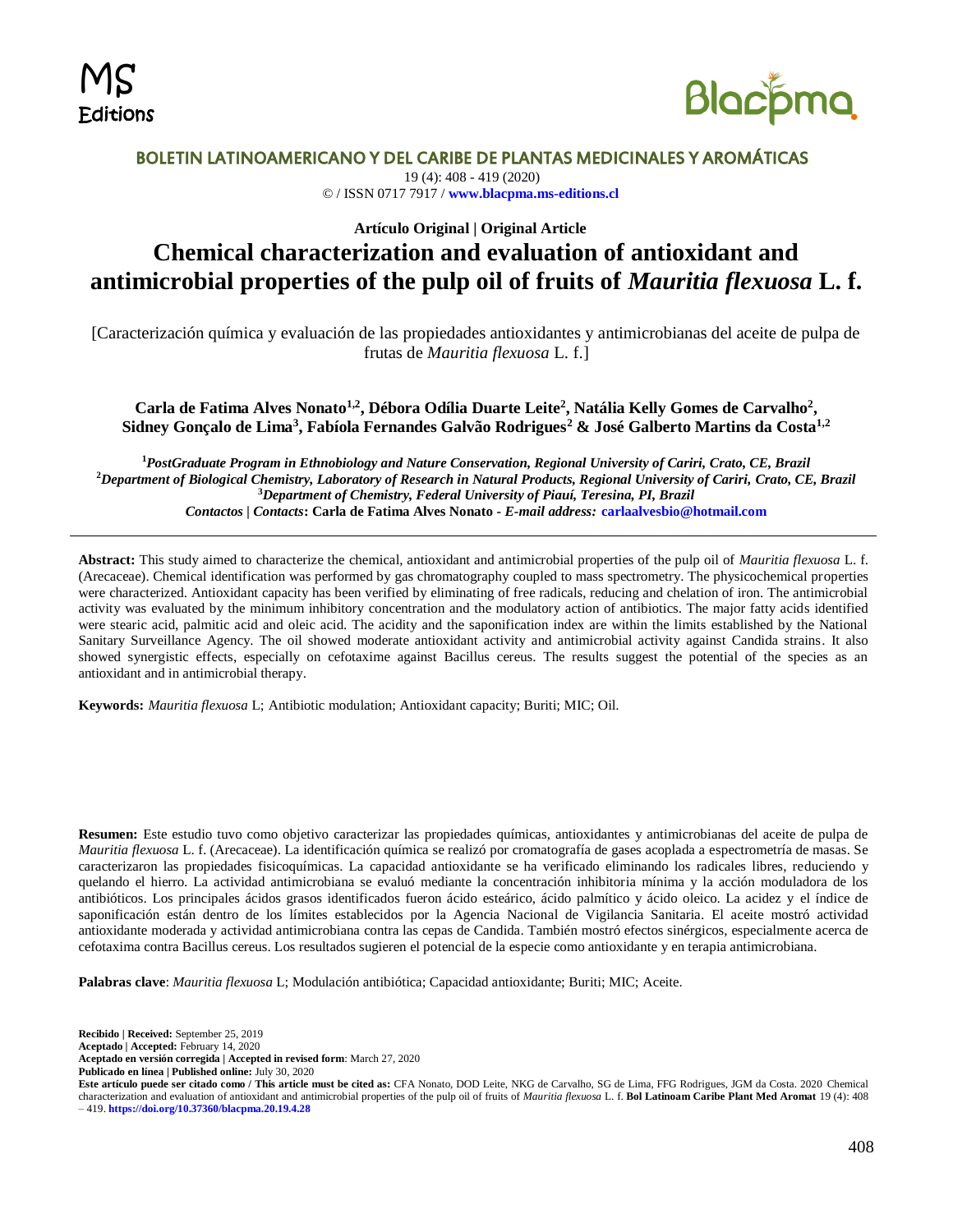# BOLETIN LATINOAMERICANO Y DEL CARIBE DE PLANTAS MEDICINALES Y AROMÁTICAS

19 (4): 408 - 419 (2020)

© / ISSN 0717 7917 / www.blacpma.ms-editions.cl

**Artículo Original | Original Article**

# Chemical characterization and evaluation of antioxidant and antimicrobial properties of the pulp oil of fruits of *Mauritia flexuosa* L. f.

[Caracterización química y evaluación de las propiedades antioxidantes y antimicrobianas del aceite de pulpa de frutas de *Mauritia flexuosa* L. f.]

**Carla de Fatima Alves Nonato[1,2], Débora Odília Duarte Leite[2], Natália Kelly Gomes de Carvalho[2], Sidney Gonçalo de Lima[3], Fabíola Fernandes Galvão Rodrigues[2] & José Galberto Martins da Costa[1,2]**

[1]*PostGraduate Program in Ethnobiology and Nature Conservation, Regional University of Cariri, Crato, CE, Brazil*
[2]*Department of Biological Chemistry, Laboratory of Research in Natural Products, Regional University of Cariri, Crato, CE, Brazil*
[3]*Department of Chemistry, Federal University of Piauí, Teresina, PI, Brazil*
*Contactos | Contacts*: **Carla de Fatima Alves Nonato** - *E-mail address:* **carlaalvesbio@hotmail.com**

---

**Abstract:** This study aimed to characterize the chemical, antioxidant and antimicrobial properties of the pulp oil of *Mauritia flexuosa* L. f. (Arecaceae). Chemical identification was performed by gas chromatography coupled to mass spectrometry. The physicochemical properties were characterized. Antioxidant capacity has been verified by eliminating of free radicals, reducing and chelation of iron. The antimicrobial activity was evaluated by the minimum inhibitory concentration and the modulatory action of antibiotics. The major fatty acids identified were stearic acid, palmitic acid and oleic acid. The acidity and the saponification index are within the limits established by the National Sanitary Surveillance Agency. The oil showed moderate antioxidant activity and antimicrobial activity against Candida strains. It also showed synergistic effects, especially on cefotaxime against Bacillus cereus. The results suggest the potential of the species as an antioxidant and in antimicrobial therapy.

**Keywords:** *Mauritia flexuosa* L; Antibiotic modulation; Antioxidant capacity; Buriti; MIC; Oil.

**Resumen:** Este estudio tuvo como objetivo caracterizar las propiedades químicas, antioxidantes y antimicrobianas del aceite de pulpa de *Mauritia flexuosa* L. f. (Arecaceae). La identificación química se realizó por cromatografía de gases acoplada a espectrometría de masas. Se caracterizaron las propiedades fisicoquímicas. La capacidad antioxidante se ha verificado eliminando los radicales libres, reduciendo y quelando el hierro. La actividad antimicrobiana se evaluó mediante la concentración inhibitoria mínima y la acción moduladora de los antibióticos. Los principales ácidos grasos identificados fueron ácido esteárico, ácido palmítico y ácido oleico. La acidez y el índice de saponificación están dentro de los límites establecidos por la Agencia Nacional de Vigilancia Sanitaria. El aceite mostró actividad antioxidante moderada y actividad antimicrobiana contra las cepas de Candida. También mostró efectos sinérgicos, especialmente acerca de cefotaxima contra Bacillus cereus. Los resultados sugieren el potencial de la especie como antioxidante y en terapia antimicrobiana.

**Palabras clave**: *Mauritia flexuosa* L; Modulación antibiótica; Capacidad antioxidante; Buriti; MIC; Aceite.

**Recibido | Received:** September 25, 2019
**Aceptado | Accepted:** February 14, 2020
**Aceptado en versión corregida | Accepted in revised form**: March 27, 2020
**Publicado en línea | Published online:** July 30, 2020
**Este artículo puede ser citado como / This article must be cited as:** CFA Nonato, DOD Leite, NKG de Carvalho, SG de Lima, FFG Rodrigues, JGM da Costa. 2020 Chemical characterization and evaluation of antioxidant and antimicrobial properties of the pulp oil of fruits of *Mauritia flexuosa* L. f. **Bol Latinoam Caribe Plant Med Aromat** 19 (4): 408 – 419. **https://doi.org/10.37360/blacpma.20.19.4.28**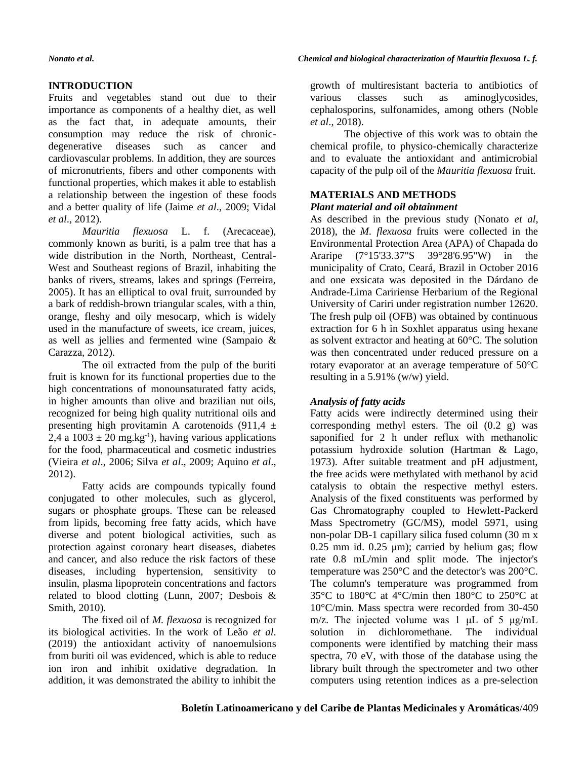## INTRODUCTION

Fruits and vegetables stand out due to their importance as components of a healthy diet, as well as the fact that, in adequate amounts, their consumption may reduce the risk of chronic-degenerative diseases such as cancer and cardiovascular problems. In addition, they are sources of micronutrients, fibers and other components with functional properties, which makes it able to establish a relationship between the ingestion of these foods and a better quality of life (Jaime *et al*., 2009; Vidal *et al*., 2012).

*Mauritia flexuosa* L. f. (Arecaceae), commonly known as buriti, is a palm tree that has a wide distribution in the North, Northeast, Central-West and Southeast regions of Brazil, inhabiting the banks of rivers, streams, lakes and springs (Ferreira, 2005). It has an elliptical to oval fruit, surrounded by a bark of reddish-brown triangular scales, with a thin, orange, fleshy and oily mesocarp, which is widely used in the manufacture of sweets, ice cream, juices, as well as jellies and fermented wine (Sampaio & Carazza, 2012).

The oil extracted from the pulp of the buriti fruit is known for its functional properties due to the high concentrations of monounsaturated fatty acids, in higher amounts than olive and brazilian nut oils, recognized for being high quality nutritional oils and presenting high provitamin A carotenoids (911,4 ± 2,4 a 1003 ± 20 $mg.kg^{-1}$), having various applications for the food, pharmaceutical and cosmetic industries (Vieira *et al*., 2006; Silva *et al*., 2009; Aquino *et al*., 2012).

Fatty acids are compounds typically found conjugated to other molecules, such as glycerol, sugars or phosphate groups. These can be released from lipids, becoming free fatty acids, which have diverse and potent biological activities, such as protection against coronary heart diseases, diabetes and cancer, and also reduce the risk factors of these diseases, including hypertension, sensitivity to insulin, plasma lipoprotein concentrations and factors related to blood clotting (Lunn, 2007; Desbois & Smith, 2010).

The fixed oil of *M. flexuosa* is recognized for its biological activities. In the work of Leão *et al*. (2019) the antioxidant activity of nanoemulsions from buriti oil was evidenced, which is able to reduce ion iron and inhibit oxidative degradation. In addition, it was demonstrated the ability to inhibit the growth of multiresistant bacteria to antibiotics of various classes such as aminoglycosides, cephalosporins, sulfonamides, among others (Noble *et al*., 2018).

The objective of this work was to obtain the chemical profile, to physico-chemically characterize and to evaluate the antioxidant and antimicrobial capacity of the pulp oil of the *Mauritia flexuosa* fruit.

## MATERIALS AND METHODS

### *Plant material and oil obtainment*

As described in the previous study (Nonato *et al*, 2018), the *M. flexuosa* fruits were collected in the Environmental Protection Area (APA) of Chapada do Araripe (7°15'33.37"S 39°28'6.95"W) in the municipality of Crato, Ceará, Brazil in October 2016 and one exsicata was deposited in the Dárdano de Andrade-Lima Caririense Herbarium of the Regional University of Cariri under registration number 12620. The fresh pulp oil (OFB) was obtained by continuous extraction for 6 h in Soxhlet apparatus using hexane as solvent extractor and heating at 60°C. The solution was then concentrated under reduced pressure on a rotary evaporator at an average temperature of 50°C resulting in a 5.91% (w/w) yield.

### *Analysis of fatty acids*

Fatty acids were indirectly determined using their corresponding methyl esters. The oil (0.2 g) was saponified for 2 h under reflux with methanolic potassium hydroxide solution (Hartman & Lago, 1973). After suitable treatment and pH adjustment, the free acids were methylated with methanol by acid catalysis to obtain the respective methyl esters. Analysis of the fixed constituents was performed by Gas Chromatography coupled to Hewlett-Packerd Mass Spectrometry (GC/MS), model 5971, using non-polar DB-1 capillary silica fused column (30 m x 0.25 mm id. 0.25 μm); carried by helium gas; flow rate 0.8 mL/min and split mode. The injector's temperature was 250°C and the detector's was 200°C. The column's temperature was programmed from 35°C to 180°C at 4°C/min then 180°C to 250°C at 10°C/min. Mass spectra were recorded from 30-450 m/z. The injected volume was 1 μL of 5 μg/mL solution in dichloromethane. The individual components were identified by matching their mass spectra, 70 eV, with those of the database using the library built through the spectrometer and two other computers using retention indices as a pre-selection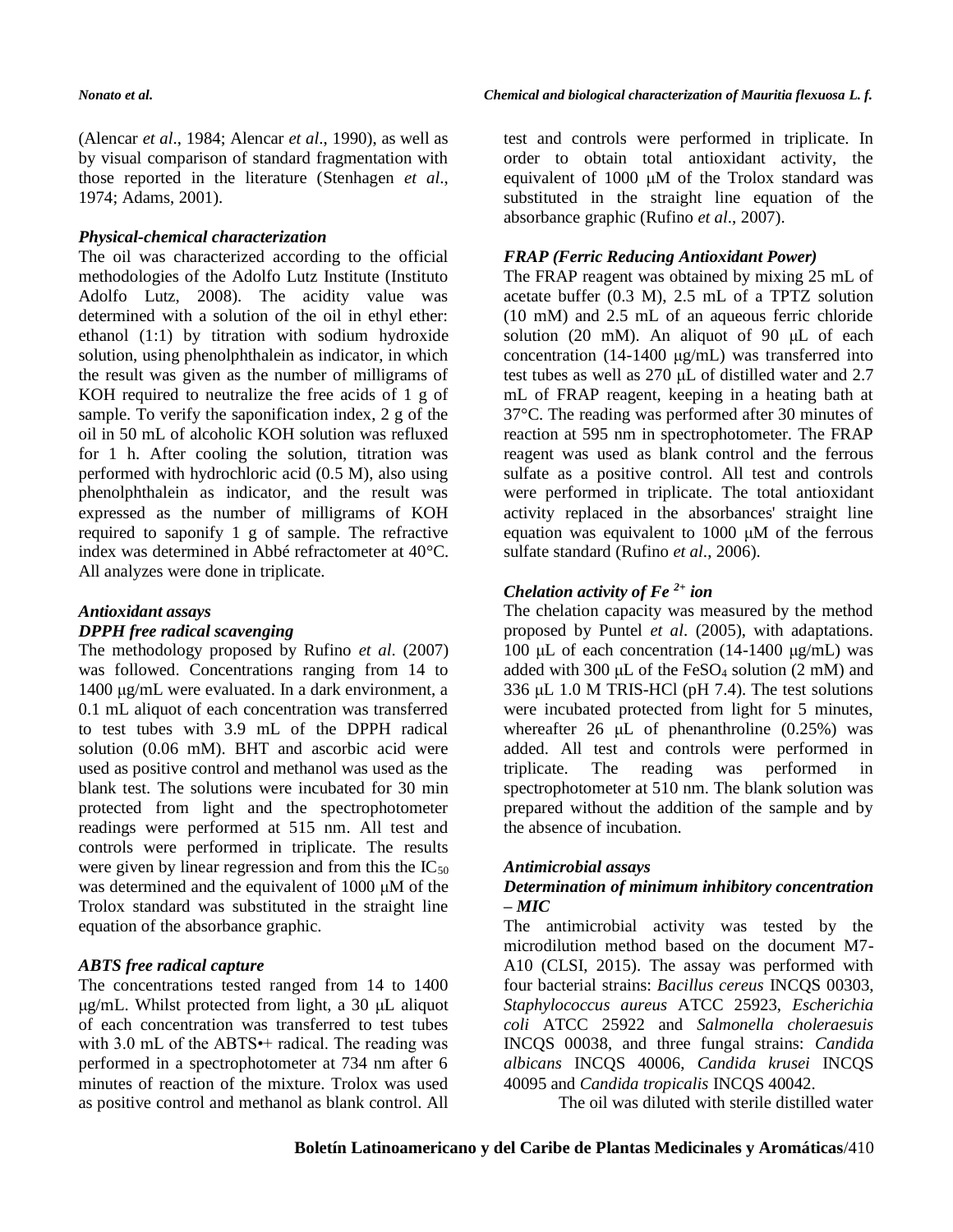(Alencar *et al*., 1984; Alencar *et al*., 1990), as well as by visual comparison of standard fragmentation with those reported in the literature (Stenhagen *et al*., 1974; Adams, 2001).

### *Physical-chemical characterization*

The oil was characterized according to the official methodologies of the Adolfo Lutz Institute (Instituto Adolfo Lutz, 2008). The acidity value was determined with a solution of the oil in ethyl ether: ethanol (1:1) by titration with sodium hydroxide solution, using phenolphthalein as indicator, in which the result was given as the number of milligrams of KOH required to neutralize the free acids of 1 g of sample. To verify the saponification index, 2 g of the oil in 50 mL of alcoholic KOH solution was refluxed for 1 h. After cooling the solution, titration was performed with hydrochloric acid (0.5 M), also using phenolphthalein as indicator, and the result was expressed as the number of milligrams of KOH required to saponify 1 g of sample. The refractive index was determined in Abbé refractometer at 40°C. All analyzes were done in triplicate.

### *Antioxidant assays*

#### *DPPH free radical scavenging*

The methodology proposed by Rufino *et al*. (2007) was followed. Concentrations ranging from 14 to 1400 μg/mL were evaluated. In a dark environment, a 0.1 mL aliquot of each concentration was transferred to test tubes with 3.9 mL of the DPPH radical solution (0.06 mM). BHT and ascorbic acid were used as positive control and methanol was used as the blank test. The solutions were incubated for 30 min protected from light and the spectrophotometer readings were performed at 515 nm. All test and controls were performed in triplicate. The results were given by linear regression and from this the $IC_{50}$ was determined and the equivalent of 1000 μM of the Trolox standard was substituted in the straight line equation of the absorbance graphic.

#### *ABTS free radical capture*

The concentrations tested ranged from 14 to 1400 μg/mL. Whilst protected from light, a 30 μL aliquot of each concentration was transferred to test tubes with 3.0 mL of the ABTS•+ radical. The reading was performed in a spectrophotometer at 734 nm after 6 minutes of reaction of the mixture. Trolox was used as positive control and methanol as blank control. All test and controls were performed in triplicate. In order to obtain total antioxidant activity, the equivalent of 1000 μM of the Trolox standard was substituted in the straight line equation of the absorbance graphic (Rufino *et al*., 2007).

#### *FRAP (Ferric Reducing Antioxidant Power)*

The FRAP reagent was obtained by mixing 25 mL of acetate buffer (0.3 M), 2.5 mL of a TPTZ solution (10 mM) and 2.5 mL of an aqueous ferric chloride solution (20 mM). An aliquot of 90 μL of each concentration (14-1400 μg/mL) was transferred into test tubes as well as 270 μL of distilled water and 2.7 mL of FRAP reagent, keeping in a heating bath at 37°C. The reading was performed after 30 minutes of reaction at 595 nm in spectrophotometer. The FRAP reagent was used as blank control and the ferrous sulfate as a positive control. All test and controls were performed in triplicate. The total antioxidant activity replaced in the absorbances' straight line equation was equivalent to 1000 μM of the ferrous sulfate standard (Rufino *et al*., 2006).

#### *Chelation activity of $Fe^{2+}$ ion*

The chelation capacity was measured by the method proposed by Puntel *et al*. (2005), with adaptations. 100 μL of each concentration (14-1400 μg/mL) was added with 300 μL of the $FeSO_4$ solution (2 mM) and 336 μL 1.0 M TRIS-HCl (pH 7.4). The test solutions were incubated protected from light for 5 minutes, whereafter 26 μL of phenanthroline (0.25%) was added. All test and controls were performed in triplicate. The reading was performed in spectrophotometer at 510 nm. The blank solution was prepared without the addition of the sample and by the absence of incubation.

### *Antimicrobial assays*

#### *Determination of minimum inhibitory concentration – MIC*

The antimicrobial activity was tested by the microdilution method based on the document M7-A10 (CLSI, 2015). The assay was performed with four bacterial strains: *Bacillus cereus* INCQS 00303, *Staphylococcus aureus* ATCC 25923, *Escherichia coli* ATCC 25922 and *Salmonella choleraesuis* INCQS 00038, and three fungal strains: *Candida albicans* INCQS 40006, *Candida krusei* INCQS 40095 and *Candida tropicalis* INCQS 40042.

The oil was diluted with sterile distilled water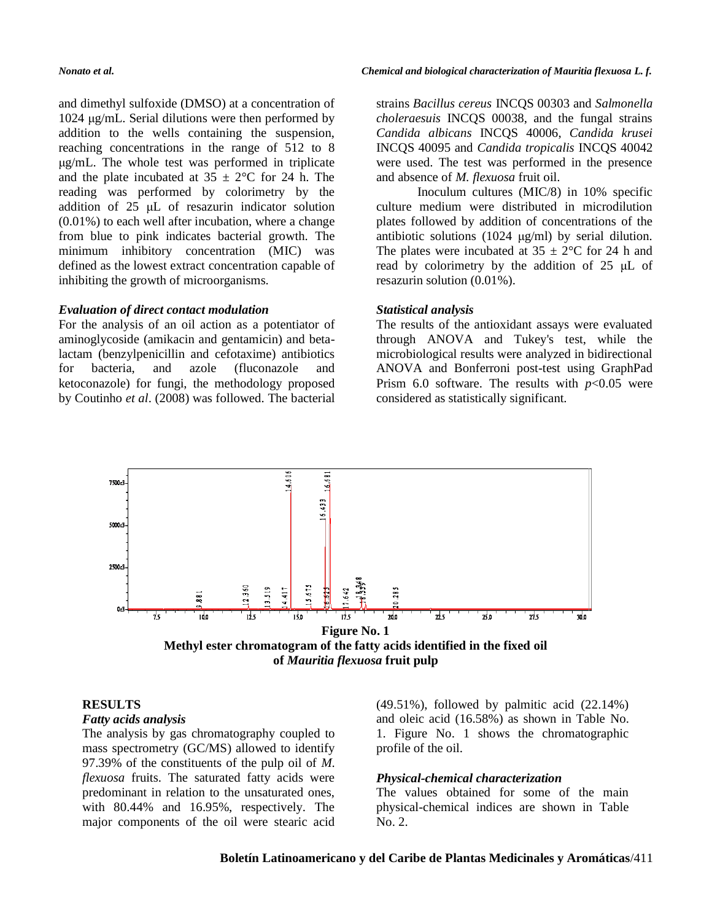and dimethyl sulfoxide (DMSO) at a concentration of 1024 μg/mL. Serial dilutions were then performed by addition to the wells containing the suspension, reaching concentrations in the range of 512 to 8 μg/mL. The whole test was performed in triplicate and the plate incubated at 35 ± 2°C for 24 h. The reading was performed by colorimetry by the addition of 25 μL of resazurin indicator solution (0.01%) to each well after incubation, where a change from blue to pink indicates bacterial growth. The minimum inhibitory concentration (MIC) was defined as the lowest extract concentration capable of inhibiting the growth of microorganisms.

### *Evaluation of direct contact modulation*

For the analysis of an oil action as a potentiator of aminoglycoside (amikacin and gentamicin) and beta-lactam (benzylpenicillin and cefotaxime) antibiotics for bacteria, and azole (fluconazole and ketoconazole) for fungi, the methodology proposed by Coutinho *et al*. (2008) was followed. The bacterial strains *Bacillus cereus* INCQS 00303 and *Salmonella choleraesuis* INCQS 00038, and the fungal strains *Candida albicans* INCQS 40006, *Candida krusei* INCQS 40095 and *Candida tropicalis* INCQS 40042 were used. The test was performed in the presence and absence of *M. flexuosa* fruit oil.

Inoculum cultures (MIC/8) in 10% specific culture medium were distributed in microdilution plates followed by addition of concentrations of the antibiotic solutions (1024 μg/ml) by serial dilution. The plates were incubated at 35 ± 2°C for 24 h and read by colorimetry by the addition of 25 μL of resazurin solution (0.01%).

### *Statistical analysis*

The results of the antioxidant assays were evaluated through ANOVA and Tukey's test, while the microbiological results were analyzed in bidirectional ANOVA and Bonferroni post-test using GraphPad Prism 6.0 software. The results with $p<0.05$ were considered as statistically significant.

**Figure No. 1**
**Methyl ester chromatogram of the fatty acids identified in the fixed oil of *Mauritia flexuosa* fruit pulp**

## RESULTS

### *Fatty acids analysis*

The analysis by gas chromatography coupled to mass spectrometry (GC/MS) allowed to identify 97.39% of the constituents of the pulp oil of *M. flexuosa* fruits. The saturated fatty acids were predominant in relation to the unsaturated ones, with 80.44% and 16.95%, respectively. The major components of the oil were stearic acid (49.51%), followed by palmitic acid (22.14%) and oleic acid (16.58%) as shown in Table No. 1. Figure No. 1 shows the chromatographic profile of the oil.

### *Physical-chemical characterization*

The values obtained for some of the main physical-chemical indices are shown in Table No. 2.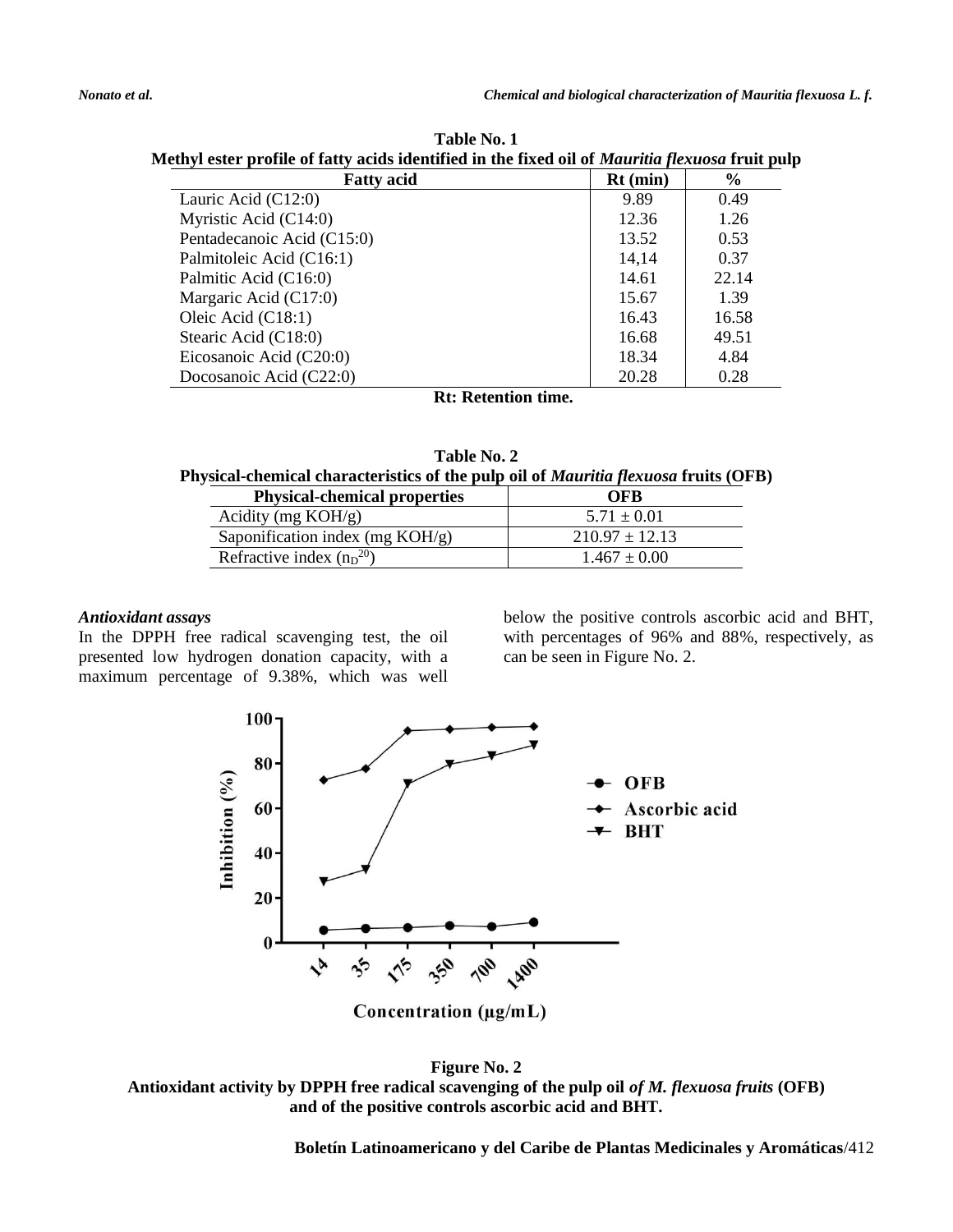**Table No. 1**
**Methyl ester profile of fatty acids identified in the fixed oil of *Mauritia flexuosa* fruit pulp**

| Fatty acid | Rt (min) | % |
|---|---|---|
| Lauric Acid (C12:0) | 9.89 | 0.49 |
| Myristic Acid (C14:0) | 12.36 | 1.26 |
| Pentadecanoic Acid (C15:0) | 13.52 | 0.53 |
| Palmitoleic Acid (C16:1) | 14,14 | 0.37 |
| Palmitic Acid (C16:0) | 14.61 | 22.14 |
| Margaric Acid (C17:0) | 15.67 | 1.39 |
| Oleic Acid (C18:1) | 16.43 | 16.58 |
| Stearic Acid (C18:0) | 16.68 | 49.51 |
| Eicosanoic Acid (C20:0) | 18.34 | 4.84 |
| Docosanoic Acid (C22:0) | 20.28 | 0.28 |

**Rt: Retention time.**

**Table No. 2**
**Physical-chemical characteristics of the pulp oil of *Mauritia flexuosa* fruits (OFB)**

| Physical-chemical properties | OFB |
|---|---|
| Acidity (mg KOH/g) | $5.71 \pm 0.01$ |
| Saponification index (mg KOH/g) | $210.97 \pm 12.13$ |
| Refractive index ($n_D^{20}$) | $1.467 \pm 0.00$ |

***Antioxidant assays***

In the DPPH free radical scavenging test, the oil presented low hydrogen donation capacity, with a maximum percentage of 9.38%, which was well below the positive controls ascorbic acid and BHT, with percentages of 96% and 88%, respectively, as can be seen in Figure No. 2.

**Figure No. 2**
**Antioxidant activity by DPPH free radical scavenging of the pulp oil *of M. flexuosa fruits* (OFB) and of the positive controls ascorbic acid and BHT.**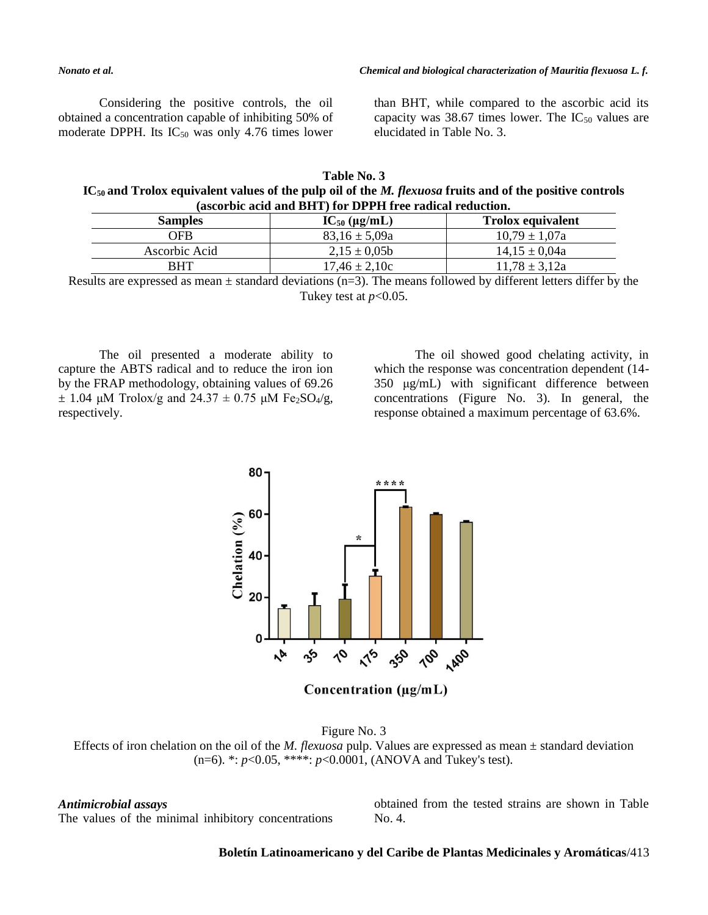Considering the positive controls, the oil obtained a concentration capable of inhibiting 50% of moderate DPPH. Its $IC_{50}$ was only 4.76 times lower than BHT, while compared to the ascorbic acid its capacity was 38.67 times lower. The $IC_{50}$ values are elucidated in Table No. 3.

**Table No. 3**
**$IC_{50}$ and Trolox equivalent values of the pulp oil of the *M. flexuosa* fruits and of the positive controls (ascorbic acid and BHT) for DPPH free radical reduction.**

| Samples | $IC_{50}$ (μg/mL) | Trolox equivalent |
|---|---|---|
| OFB | 83,16 ± 5,09a | 10,79 ± 1,07a |
| Ascorbic Acid | 2,15 ± 0,05b | 14,15 ± 0,04a |
| BHT | 17,46 ± 2,10c | 11,78 ± 3,12a |

Results are expressed as mean ± standard deviations (n=3). The means followed by different letters differ by the Tukey test at $p<0.05$.

The oil presented a moderate ability to capture the ABTS radical and to reduce the iron ion by the FRAP methodology, obtaining values of 69.26 ± 1.04 μM Trolox/g and 24.37 ± 0.75 μM $Fe_2SO_4$/g, respectively.

The oil showed good chelating activity, in which the response was concentration dependent (14-350 μg/mL) with significant difference between concentrations (Figure No. 3). In general, the response obtained a maximum percentage of 63.6%.

Figure No. 3
Effects of iron chelation on the oil of the *M. flexuosa* pulp. Values are expressed as mean ± standard deviation (n=6). *: $p<0.05$, ****: $p<0.0001$, (ANOVA and Tukey's test).

### *Antimicrobial assays*

The values of the minimal inhibitory concentrations obtained from the tested strains are shown in Table No. 4.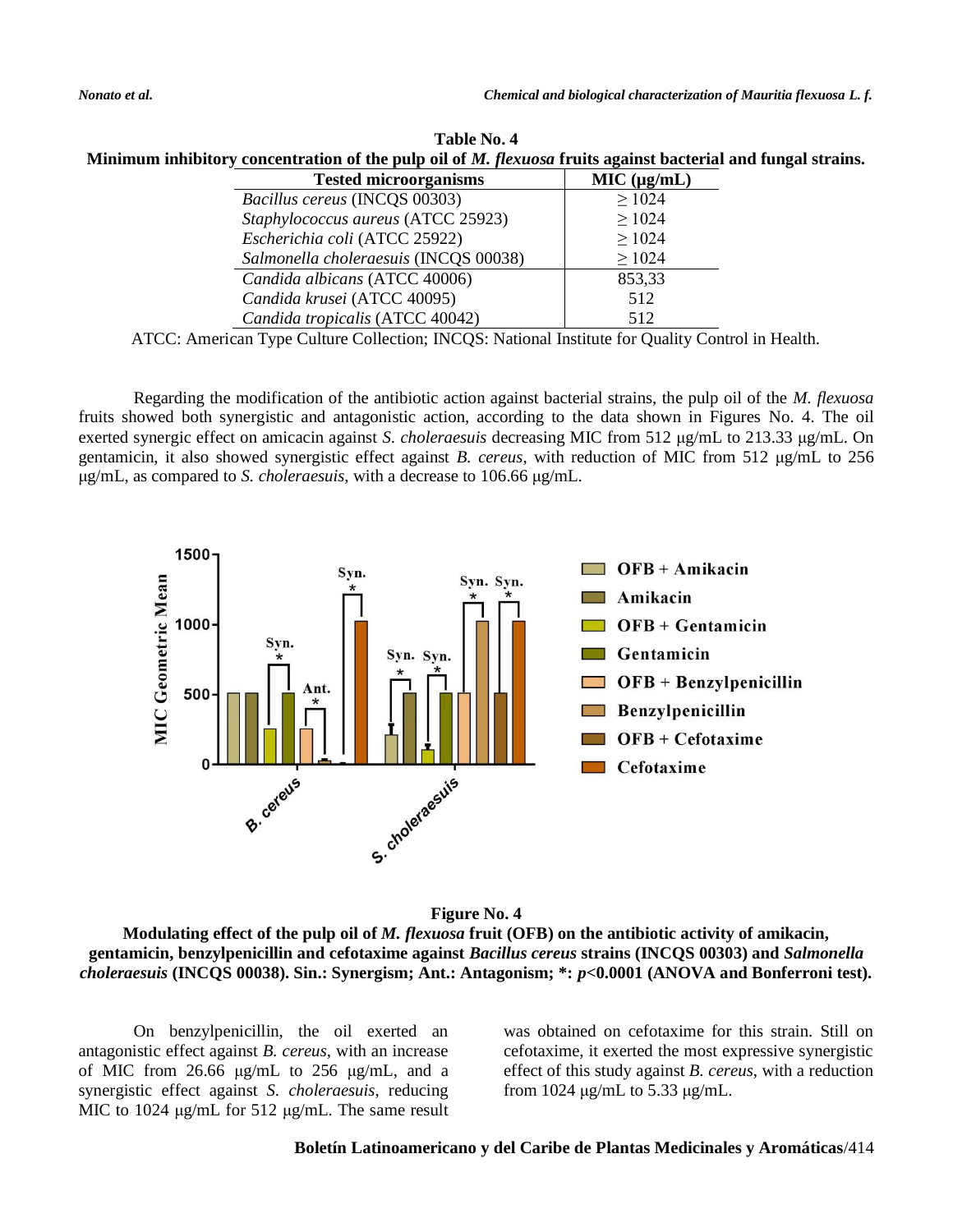**Table No. 4**
**Minimum inhibitory concentration of the pulp oil of *M. flexuosa* fruits against bacterial and fungal strains.**

| Tested microorganisms | MIC (µg/mL) |
|---|---|
| *Bacillus cereus* (INCQS 00303) | ≥ 1024 |
| *Staphylococcus aureus* (ATCC 25923) | ≥ 1024 |
| *Escherichia coli* (ATCC 25922) | ≥ 1024 |
| *Salmonella choleraesuis* (INCQS 00038) | ≥ 1024 |
| *Candida albicans* (ATCC 40006) | 853,33 |
| *Candida krusei* (ATCC 40095) | 512 |
| *Candida tropicalis* (ATCC 40042) | 512 |

ATCC: American Type Culture Collection; INCQS: National Institute for Quality Control in Health.

Regarding the modification of the antibiotic action against bacterial strains, the pulp oil of the *M. flexuosa* fruits showed both synergistic and antagonistic action, according to the data shown in Figures No. 4. The oil exerted synergic effect on amicacin against *S. choleraesuis* decreasing MIC from 512 µg/mL to 213.33 µg/mL. On gentamicin, it also showed synergistic effect against *B. cereus*, with reduction of MIC from 512 µg/mL to 256 µg/mL, as compared to *S. choleraesuis*, with a decrease to 106.66 µg/mL.

**Figure No. 4**
**Modulating effect of the pulp oil of *M. flexuosa* fruit (OFB) on the antibiotic activity of amikacin, gentamicin, benzylpenicillin and cefotaxime against *Bacillus cereus* strains (INCQS 00303) and *Salmonella choleraesuis* (INCQS 00038). Sin.: Synergism; Ant.: Antagonism; *: $p<0.0001$ (ANOVA and Bonferroni test).**

On benzylpenicillin, the oil exerted an antagonistic effect against *B. cereus*, with an increase of MIC from 26.66 µg/mL to 256 µg/mL, and a synergistic effect against *S. choleraesuis*, reducing MIC to 1024 µg/mL for 512 µg/mL. The same result was obtained on cefotaxime for this strain. Still on cefotaxime, it exerted the most expressive synergistic effect of this study against *B. cereus*, with a reduction from 1024 µg/mL to 5.33 µg/mL.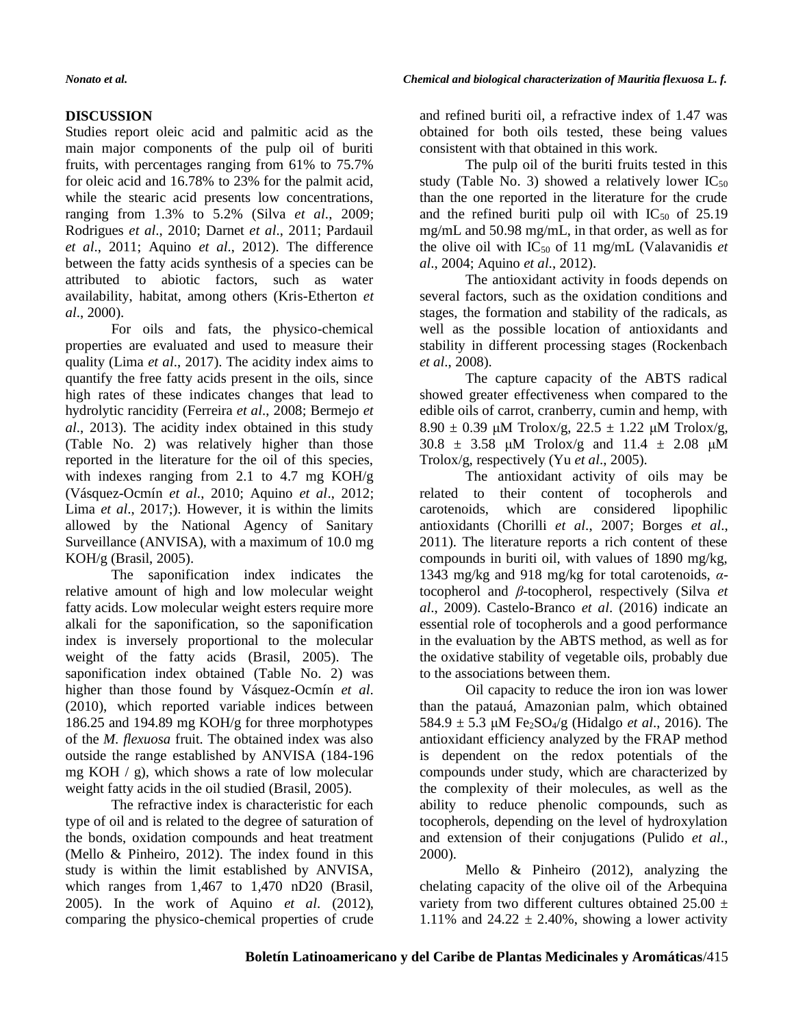## DISCUSSION

Studies report oleic acid and palmitic acid as the main major components of the pulp oil of buriti fruits, with percentages ranging from 61% to 75.7% for oleic acid and 16.78% to 23% for the palmit acid, while the stearic acid presents low concentrations, ranging from 1.3% to 5.2% (Silva *et al*., 2009; Rodrigues *et al*., 2010; Darnet *et al*., 2011; Pardauil *et al*., 2011; Aquino *et al*., 2012). The difference between the fatty acids synthesis of a species can be attributed to abiotic factors, such as water availability, habitat, among others (Kris-Etherton *et al*., 2000).

For oils and fats, the physico-chemical properties are evaluated and used to measure their quality (Lima *et al*., 2017). The acidity index aims to quantify the free fatty acids present in the oils, since high rates of these indicates changes that lead to hydrolytic rancidity (Ferreira *et al*., 2008; Bermejo *et al*., 2013). The acidity index obtained in this study (Table No. 2) was relatively higher than those reported in the literature for the oil of this species, with indexes ranging from 2.1 to 4.7 mg KOH/g (Vásquez-Ocmín *et al*., 2010; Aquino *et al*., 2012; Lima *et al*., 2017;). However, it is within the limits allowed by the National Agency of Sanitary Surveillance (ANVISA), with a maximum of 10.0 mg KOH/g (Brasil, 2005).

The saponification index indicates the relative amount of high and low molecular weight fatty acids. Low molecular weight esters require more alkali for the saponification, so the saponification index is inversely proportional to the molecular weight of the fatty acids (Brasil, 2005). The saponification index obtained (Table No. 2) was higher than those found by Vásquez-Ocmín *et al*. (2010), which reported variable indices between 186.25 and 194.89 mg KOH/g for three morphotypes of the *M. flexuosa* fruit. The obtained index was also outside the range established by ANVISA (184-196 mg KOH / g), which shows a rate of low molecular weight fatty acids in the oil studied (Brasil, 2005).

The refractive index is characteristic for each type of oil and is related to the degree of saturation of the bonds, oxidation compounds and heat treatment (Mello & Pinheiro, 2012). The index found in this study is within the limit established by ANVISA, which ranges from 1,467 to 1,470 nD20 (Brasil, 2005). In the work of Aquino *et al*. (2012), comparing the physico-chemical properties of crude and refined buriti oil, a refractive index of 1.47 was obtained for both oils tested, these being values consistent with that obtained in this work.

The pulp oil of the buriti fruits tested in this study (Table No. 3) showed a relatively lower $IC_{50}$ than the one reported in the literature for the crude and the refined buriti pulp oil with $IC_{50}$ of 25.19 mg/mL and 50.98 mg/mL, in that order, as well as for the olive oil with $IC_{50}$ of 11 mg/mL (Valavanidis *et al*., 2004; Aquino *et al*., 2012).

The antioxidant activity in foods depends on several factors, such as the oxidation conditions and stages, the formation and stability of the radicals, as well as the possible location of antioxidants and stability in different processing stages (Rockenbach *et al*., 2008).

The capture capacity of the ABTS radical showed greater effectiveness when compared to the edible oils of carrot, cranberry, cumin and hemp, with 8.90 ± 0.39 μM Trolox/g, 22.5 ± 1.22 μM Trolox/g, 30.8 ± 3.58 μM Trolox/g and 11.4 ± 2.08 μM Trolox/g, respectively (Yu *et al*., 2005).

The antioxidant activity of oils may be related to their content of tocopherols and carotenoids, which are considered lipophilic antioxidants (Chorilli *et al*., 2007; Borges *et al*., 2011). The literature reports a rich content of these compounds in buriti oil, with values of 1890 mg/kg, 1343 mg/kg and 918 mg/kg for total carotenoids, *α*-tocopherol and *β*-tocopherol, respectively (Silva *et al*., 2009). Castelo-Branco *et al*. (2016) indicate an essential role of tocopherols and a good performance in the evaluation by the ABTS method, as well as for the oxidative stability of vegetable oils, probably due to the associations between them.

Oil capacity to reduce the iron ion was lower than the patauá, Amazonian palm, which obtained 584.9 ± 5.3 μM $Fe_2SO_4$/g (Hidalgo *et al*., 2016). The antioxidant efficiency analyzed by the FRAP method is dependent on the redox potentials of the compounds under study, which are characterized by the complexity of their molecules, as well as the ability to reduce phenolic compounds, such as tocopherols, depending on the level of hydroxylation and extension of their conjugations (Pulido *et al*., 2000).

Mello & Pinheiro (2012), analyzing the chelating capacity of the olive oil of the Arbequina variety from two different cultures obtained 25.00 ± 1.11% and 24.22 ± 2.40%, showing a lower activity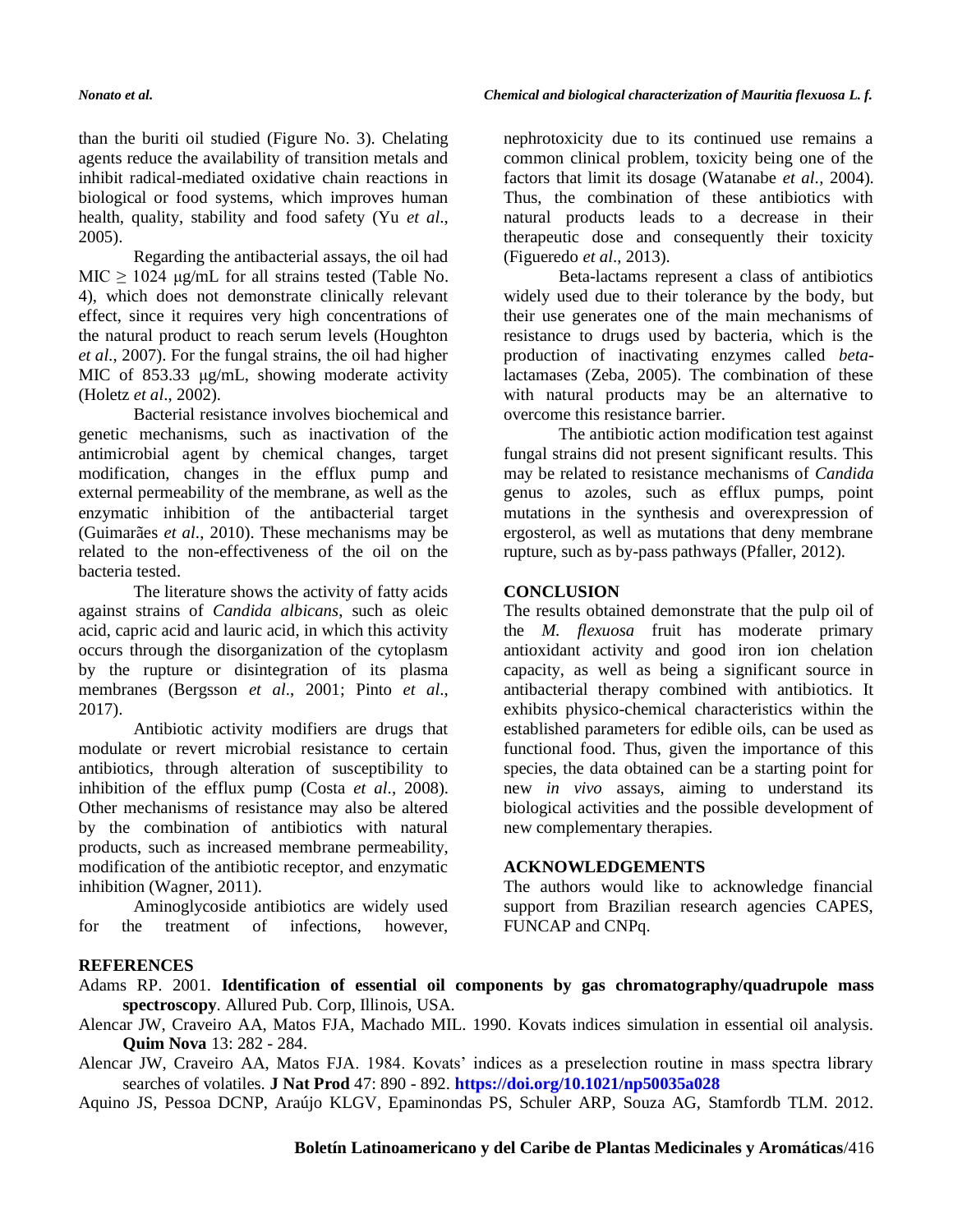than the buriti oil studied (Figure No. 3). Chelating agents reduce the availability of transition metals and inhibit radical-mediated oxidative chain reactions in biological or food systems, which improves human health, quality, stability and food safety (Yu *et al*., 2005).

Regarding the antibacterial assays, the oil had MIC $\geq$ 1024 μg/mL for all strains tested (Table No. 4), which does not demonstrate clinically relevant effect, since it requires very high concentrations of the natural product to reach serum levels (Houghton *et al.*, 2007). For the fungal strains, the oil had higher MIC of 853.33 μg/mL, showing moderate activity (Holetz *et al*., 2002).

Bacterial resistance involves biochemical and genetic mechanisms, such as inactivation of the antimicrobial agent by chemical changes, target modification, changes in the efflux pump and external permeability of the membrane, as well as the enzymatic inhibition of the antibacterial target (Guimarães *et al*., 2010). These mechanisms may be related to the non-effectiveness of the oil on the bacteria tested.

The literature shows the activity of fatty acids against strains of *Candida albicans*, such as oleic acid, capric acid and lauric acid, in which this activity occurs through the disorganization of the cytoplasm by the rupture or disintegration of its plasma membranes (Bergsson *et al*., 2001; Pinto *et al*., 2017).

Antibiotic activity modifiers are drugs that modulate or revert microbial resistance to certain antibiotics, through alteration of susceptibility to inhibition of the efflux pump (Costa *et al*., 2008). Other mechanisms of resistance may also be altered by the combination of antibiotics with natural products, such as increased membrane permeability, modification of the antibiotic receptor, and enzymatic inhibition (Wagner, 2011).

Aminoglycoside antibiotics are widely used for the treatment of infections, however, nephrotoxicity due to its continued use remains a common clinical problem, toxicity being one of the factors that limit its dosage (Watanabe *et al.*, 2004). Thus, the combination of these antibiotics with natural products leads to a decrease in their therapeutic dose and consequently their toxicity (Figueredo *et al*., 2013).

Beta-lactams represent a class of antibiotics widely used due to their tolerance by the body, but their use generates one of the main mechanisms of resistance to drugs used by bacteria, which is the production of inactivating enzymes called *beta*-lactamases (Zeba, 2005). The combination of these with natural products may be an alternative to overcome this resistance barrier.

The antibiotic action modification test against fungal strains did not present significant results. This may be related to resistance mechanisms of *Candida* genus to azoles, such as efflux pumps, point mutations in the synthesis and overexpression of ergosterol, as well as mutations that deny membrane rupture, such as by-pass pathways (Pfaller, 2012).

## CONCLUSION

The results obtained demonstrate that the pulp oil of the *M. flexuosa* fruit has moderate primary antioxidant activity and good iron ion chelation capacity, as well as being a significant source in antibacterial therapy combined with antibiotics. It exhibits physico-chemical characteristics within the established parameters for edible oils, can be used as functional food. Thus, given the importance of this species, the data obtained can be a starting point for new *in vivo* assays, aiming to understand its biological activities and the possible development of new complementary therapies.

## ACKNOWLEDGEMENTS

The authors would like to acknowledge financial support from Brazilian research agencies CAPES, FUNCAP and CNPq.

## REFERENCES

Adams RP. 2001. **Identification of essential oil components by gas chromatography/quadrupole mass spectroscopy**. Allured Pub. Corp, Illinois, USA.

Alencar JW, Craveiro AA, Matos FJA, Machado MIL. 1990. Kovats indices simulation in essential oil analysis. **Quim Nova** 13: 282 - 284.

Alencar JW, Craveiro AA, Matos FJA. 1984. Kovats' indices as a preselection routine in mass spectra library searches of volatiles. **J Nat Prod** 47: 890 - 892. **https://doi.org/10.1021/np50035a028**

Aquino JS, Pessoa DCNP, Araújo KLGV, Epaminondas PS, Schuler ARP, Souza AG, Stamfordb TLM. 2012.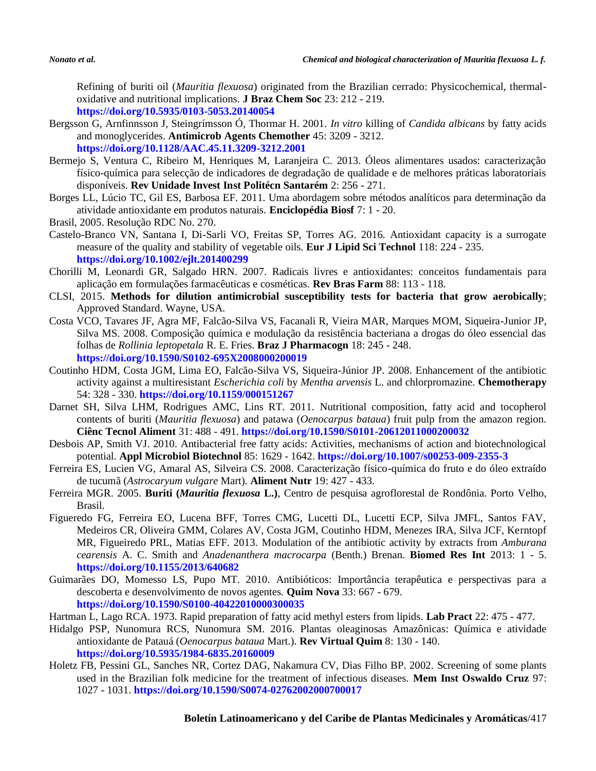Refining of buriti oil (*Mauritia flexuosa*) originated from the Brazilian cerrado: Physicochemical, thermal-oxidative and nutritional implications. **J Braz Chem Soc** 23: 212 - 219. **https://doi.org/10.5935/0103-5053.20140054**

Bergsson G, Arnfinnsson J, Steingrímsson Ó, Thormar H. 2001. *In vitro* killing of *Candida albicans* by fatty acids and monoglycerides. **Antimicrob Agents Chemother** 45: 3209 - 3212. **https://doi.org/10.1128/AAC.45.11.3209-3212.2001**

Bermejo S, Ventura C, Ribeiro M, Henriques M, Laranjeira C. 2013. Óleos alimentares usados: caracterização físico-química para selecção de indicadores de degradação de qualidade e de melhores práticas laboratoriais disponíveis. **Rev Unidade Invest Inst Politécn Santarém** 2: 256 - 271.

Borges LL, Lúcio TC, Gil ES, Barbosa EF. 2011. Uma abordagem sobre métodos analíticos para determinação da atividade antioxidante em produtos naturais. **Enciclopédia Biosf** 7: 1 - 20.

Brasil, 2005. Resolução RDC No. 270.

Castelo-Branco VN, Santana I, Di-Sarli VO, Freitas SP, Torres AG. 2016. Antioxidant capacity is a surrogate measure of the quality and stability of vegetable oils. **Eur J Lipid Sci Technol** 118: 224 - 235. **https://doi.org/10.1002/ejlt.201400299**

Chorilli M, Leonardi GR, Salgado HRN. 2007. Radicais livres e antioxidantes: conceitos fundamentais para aplicação em formulações farmacêuticas e cosméticas. **Rev Bras Farm** 88: 113 - 118.

CLSI, 2015. **Methods for dilution antimicrobial susceptibility tests for bacteria that grow aerobically**; Approved Standard. Wayne, USA.

Costa VCO, Tavares JF, Agra MF, Falcão-Silva VS, Facanali R, Vieira MAR, Marques MOM, Siqueira-Junior JP, Silva MS. 2008. Composição química e modulação da resistência bacteriana a drogas do óleo essencial das folhas de *Rollinia leptopetala* R. E. Fries. **Braz J Pharmacogn** 18: 245 - 248. **https://doi.org/10.1590/S0102-695X2008000200019**

Coutinho HDM, Costa JGM, Lima EO, Falcão-Silva VS, Siqueira-Júnior JP. 2008. Enhancement of the antibiotic activity against a multiresistant *Escherichia coli* by *Mentha arvensis* L. and chlorpromazine. **Chemotherapy** 54: 328 - 330. **https://doi.org/10.1159/000151267**

Darnet SH, Silva LHM, Rodrigues AMC, Lins RT. 2011. Nutritional composition, fatty acid and tocopherol contents of buriti (*Mauritia flexuosa*) and patawa (*Oenocarpus bataua*) fruit pulp from the amazon region. **Ciênc Tecnol Aliment** 31: 488 - 491. **https://doi.org/10.1590/S0101-20612011000200032**

Desbois AP, Smith VJ. 2010. Antibacterial free fatty acids: Activities, mechanisms of action and biotechnological potential. **Appl Microbiol Biotechnol** 85: 1629 - 1642. **https://doi.org/10.1007/s00253-009-2355-3**

Ferreira ES, Lucien VG, Amaral AS, Silveira CS. 2008. Caracterização físico-química do fruto e do óleo extraído de tucumã (*Astrocaryum vulgare* Mart). **Aliment Nutr** 19: 427 - 433.

Ferreira MGR. 2005. **Buriti (*Mauritia flexuosa* L.)**, Centro de pesquisa agroflorestal de Rondônia. Porto Velho, Brasil.

Figueredo FG, Ferreira EO, Lucena BFF, Torres CMG, Lucetti DL, Lucetti ECP, Silva JMFL, Santos FAV, Medeiros CR, Oliveira GMM, Colares AV, Costa JGM, Coutinho HDM, Menezes IRA, Silva JCF, Kerntopf MR, Figueiredo PRL, Matias EFF. 2013. Modulation of the antibiotic activity by extracts from *Amburana cearensis* A. C. Smith and *Anadenanthera macrocarpa* (Benth.) Brenan. **Biomed Res Int** 2013: 1 - 5. **https://doi.org/10.1155/2013/640682**

Guimarães DO, Momesso LS, Pupo MT. 2010. Antibióticos: Importância terapêutica e perspectivas para a descoberta e desenvolvimento de novos agentes. **Quim Nova** 33: 667 - 679. **https://doi.org/10.1590/S0100-40422010000300035**

Hartman L, Lago RCA. 1973. Rapid preparation of fatty acid methyl esters from lipids. **Lab Pract** 22: 475 - 477.

Hidalgo PSP, Nunomura RCS, Nunomura SM. 2016. Plantas oleaginosas Amazônicas: Química e atividade antioxidante de Patauá (*Oenocarpus bataua* Mart.). **Rev Virtual Quim** 8: 130 - 140. **https://doi.org/10.5935/1984-6835.20160009**

Holetz FB, Pessini GL, Sanches NR, Cortez DAG, Nakamura CV, Dias Filho BP. 2002. Screening of some plants used in the Brazilian folk medicine for the treatment of infectious diseases. **Mem Inst Oswaldo Cruz** 97: 1027 - 1031. **https://doi.org/10.1590/S0074-02762002000700017**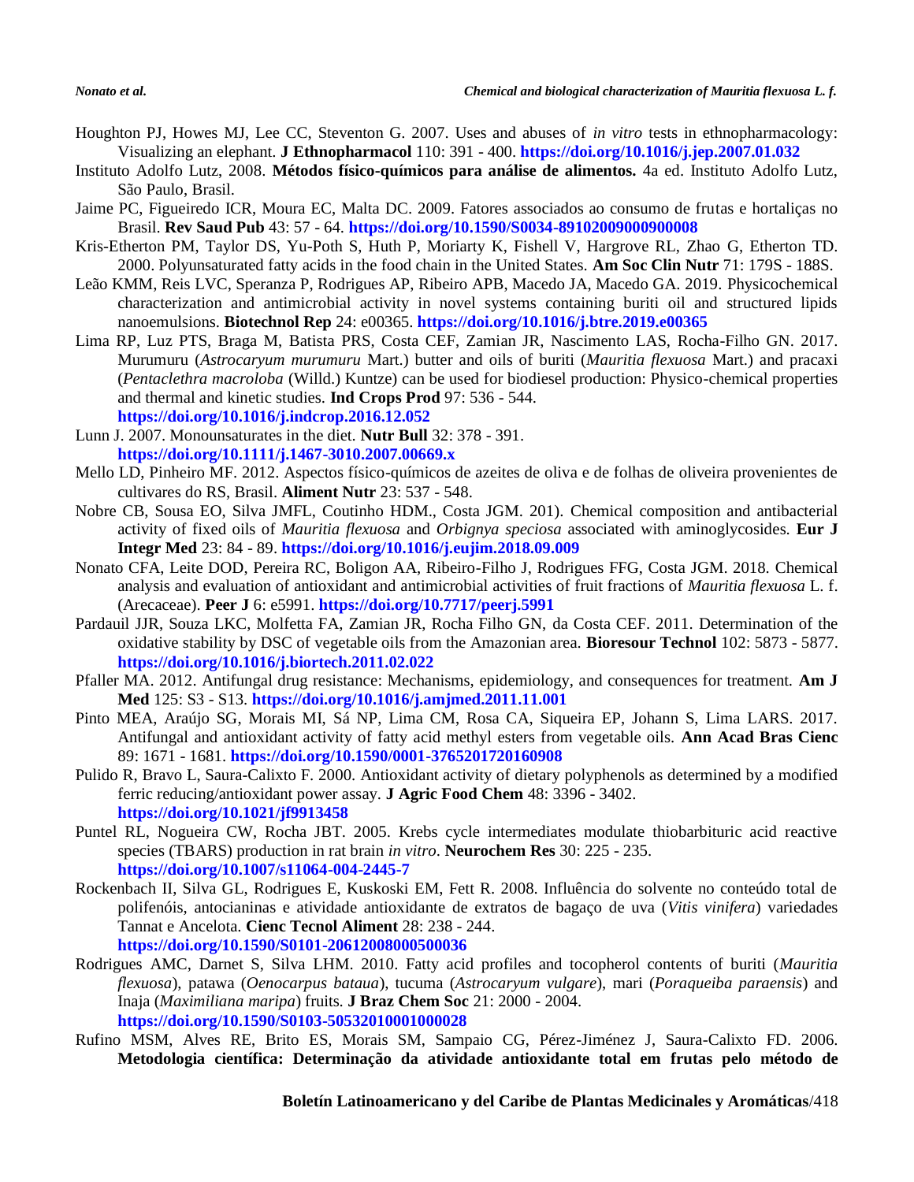Houghton PJ, Howes MJ, Lee CC, Steventon G. 2007. Uses and abuses of *in vitro* tests in ethnopharmacology: Visualizing an elephant. **J Ethnopharmacol** 110: 391 - 400. **https://doi.org/10.1016/j.jep.2007.01.032**

Instituto Adolfo Lutz, 2008. **Métodos físico-químicos para análise de alimentos.** 4a ed. Instituto Adolfo Lutz, São Paulo, Brasil.

Jaime PC, Figueiredo ICR, Moura EC, Malta DC. 2009. Fatores associados ao consumo de frutas e hortaliças no Brasil. **Rev Saud Pub** 43: 57 - 64. **https://doi.org/10.1590/S0034-89102009000900008**

Kris-Etherton PM, Taylor DS, Yu-Poth S, Huth P, Moriarty K, Fishell V, Hargrove RL, Zhao G, Etherton TD. 2000. Polyunsaturated fatty acids in the food chain in the United States. **Am Soc Clin Nutr** 71: 179S - 188S.

Leão KMM, Reis LVC, Speranza P, Rodrigues AP, Ribeiro APB, Macedo JA, Macedo GA. 2019. Physicochemical characterization and antimicrobial activity in novel systems containing buriti oil and structured lipids nanoemulsions. **Biotechnol Rep** 24: e00365. **https://doi.org/10.1016/j.btre.2019.e00365**

Lima RP, Luz PTS, Braga M, Batista PRS, Costa CEF, Zamian JR, Nascimento LAS, Rocha-Filho GN. 2017. Murumuru (*Astrocaryum murumuru* Mart.) butter and oils of buriti (*Mauritia flexuosa* Mart.) and pracaxi (*Pentaclethra macroloba* (Willd.) Kuntze) can be used for biodiesel production: Physico-chemical properties and thermal and kinetic studies. **Ind Crops Prod** 97: 536 - 544. **https://doi.org/10.1016/j.indcrop.2016.12.052**

Lunn J. 2007. Monounsaturates in the diet. **Nutr Bull** 32: 378 - 391. **https://doi.org/10.1111/j.1467-3010.2007.00669.x**

Mello LD, Pinheiro MF. 2012. Aspectos físico-químicos de azeites de oliva e de folhas de oliveira provenientes de cultivares do RS, Brasil. **Aliment Nutr** 23: 537 - 548.

Nobre CB, Sousa EO, Silva JMFL, Coutinho HDM., Costa JGM. 201). Chemical composition and antibacterial activity of fixed oils of *Mauritia flexuosa* and *Orbignya speciosa* associated with aminoglycosides. **Eur J Integr Med** 23: 84 - 89. **https://doi.org/10.1016/j.eujim.2018.09.009**

Nonato CFA, Leite DOD, Pereira RC, Boligon AA, Ribeiro-Filho J, Rodrigues FFG, Costa JGM. 2018. Chemical analysis and evaluation of antioxidant and antimicrobial activities of fruit fractions of *Mauritia flexuosa* L. f. (Arecaceae). **Peer J** 6: e5991. **https://doi.org/10.7717/peerj.5991**

Pardauil JJR, Souza LKC, Molfetta FA, Zamian JR, Rocha Filho GN, da Costa CEF. 2011. Determination of the oxidative stability by DSC of vegetable oils from the Amazonian area. **Bioresour Technol** 102: 5873 - 5877. **https://doi.org/10.1016/j.biortech.2011.02.022**

Pfaller MA. 2012. Antifungal drug resistance: Mechanisms, epidemiology, and consequences for treatment. **Am J Med** 125: S3 - S13. **https://doi.org/10.1016/j.amjmed.2011.11.001**

Pinto MEA, Araújo SG, Morais MI, Sá NP, Lima CM, Rosa CA, Siqueira EP, Johann S, Lima LARS. 2017. Antifungal and antioxidant activity of fatty acid methyl esters from vegetable oils. **Ann Acad Bras Cienc** 89: 1671 - 1681. **https://doi.org/10.1590/0001-3765201720160908**

Pulido R, Bravo L, Saura-Calixto F. 2000. Antioxidant activity of dietary polyphenols as determined by a modified ferric reducing/antioxidant power assay. **J Agric Food Chem** 48: 3396 - 3402. **https://doi.org/10.1021/jf9913458**

Puntel RL, Nogueira CW, Rocha JBT. 2005. Krebs cycle intermediates modulate thiobarbituric acid reactive species (TBARS) production in rat brain *in vitro*. **Neurochem Res** 30: 225 - 235. **https://doi.org/10.1007/s11064-004-2445-7**

Rockenbach II, Silva GL, Rodrigues E, Kuskoski EM, Fett R. 2008. Influência do solvente no conteúdo total de polifenóis, antocianinas e atividade antioxidante de extratos de bagaço de uva (*Vitis vinifera*) variedades Tannat e Ancelota. **Cienc Tecnol Aliment** 28: 238 - 244. **https://doi.org/10.1590/S0101-20612008000500036**

Rodrigues AMC, Darnet S, Silva LHM. 2010. Fatty acid profiles and tocopherol contents of buriti (*Mauritia flexuosa*), patawa (*Oenocarpus bataua*), tucuma (*Astrocaryum vulgare*), mari (*Poraqueiba paraensis*) and Inaja (*Maximiliana maripa*) fruits. **J Braz Chem Soc** 21: 2000 - 2004. **https://doi.org/10.1590/S0103-50532010001000028**

Rufino MSM, Alves RE, Brito ES, Morais SM, Sampaio CG, Pérez-Jiménez J, Saura-Calixto FD. 2006. **Metodologia científica: Determinação da atividade antioxidante total em frutas pelo método de**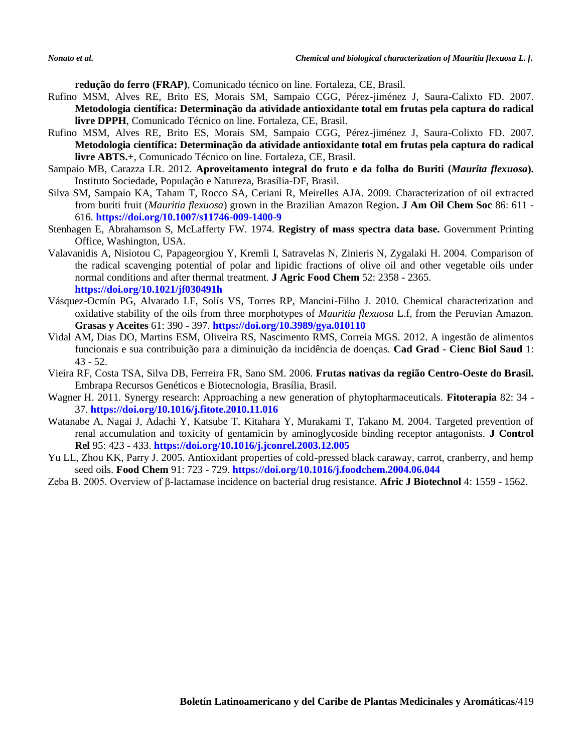**redução do ferro (FRAP)**, Comunicado técnico on line. Fortaleza, CE, Brasil.

Rufino MSM, Alves RE, Brito ES, Morais SM, Sampaio CGG, Pérez-jiménez J, Saura-Calixto FD. 2007. **Metodologia científica: Determinação da atividade antioxidante total em frutas pela captura do radical livre DPPH**, Comunicado Técnico on line. Fortaleza, CE, Brasil.

Rufino MSM, Alves RE, Brito ES, Morais SM, Sampaio CGG, Pérez-jiménez J, Saura-Colixto FD. 2007. **Metodologia científica: Determinação da atividade antioxidante total em frutas pela captura do radical livre ABTS.+**, Comunicado Técnico on line. Fortaleza, CE, Brasil.

Sampaio MB, Carazza LR. 2012. **Aproveitamento integral do fruto e da folha do Buriti (*Maurita flexuosa*).** Instituto Sociedade, População e Natureza, Brasília-DF, Brasil.

Silva SM, Sampaio KA, Taham T, Rocco SA, Ceriani R, Meirelles AJA. 2009. Characterization of oil extracted from buriti fruit (*Mauritia flexuosa*) grown in the Brazilian Amazon Region**. J Am Oil Chem Soc** 86: 611 - 616. **https://doi.org/10.1007/s11746-009-1400-9**

Stenhagen E, Abrahamson S, McLafferty FW. 1974. **Registry of mass spectra data base.** Government Printing Office, Washington, USA.

Valavanidis A, Nisiotou C, Papageorgiou Y, Kremli I, Satravelas N, Zinieris N, Zygalaki H. 2004. Comparison of the radical scavenging potential of polar and lipidic fractions of olive oil and other vegetable oils under normal conditions and after thermal treatment. **J Agric Food Chem** 52: 2358 - 2365. **https://doi.org/10.1021/jf030491h**

Vásquez-Ocmín PG, Alvarado LF, Solís VS, Torres RP, Mancini-Filho J. 2010. Chemical characterization and oxidative stability of the oils from three morphotypes of *Mauritia flexuosa* L.f, from the Peruvian Amazon. **Grasas y Aceites** 61: 390 - 397. **https://doi.org/10.3989/gya.010110**

Vidal AM, Dias DO, Martins ESM, Oliveira RS, Nascimento RMS, Correia MGS. 2012. A ingestão de alimentos funcionais e sua contribuição para a diminuição da incidência de doenças. **Cad Grad - Cienc Biol Saud** 1: 43 - 52.

Vieira RF, Costa TSA, Silva DB, Ferreira FR, Sano SM. 2006. **Frutas nativas da região Centro-Oeste do Brasil.** Embrapa Recursos Genéticos e Biotecnologia, Brasília, Brasil.

Wagner H. 2011. Synergy research: Approaching a new generation of phytopharmaceuticals. **Fitoterapia** 82: 34 - 37. **https://doi.org/10.1016/j.fitote.2010.11.016**

Watanabe A, Nagai J, Adachi Y, Katsube T, Kitahara Y, Murakami T, Takano M. 2004. Targeted prevention of renal accumulation and toxicity of gentamicin by aminoglycoside binding receptor antagonists. **J Control Rel** 95: 423 - 433. **https://doi.org/10.1016/j.jconrel.2003.12.005**

Yu LL, Zhou KK, Parry J. 2005. Antioxidant properties of cold-pressed black caraway, carrot, cranberry, and hemp seed oils. **Food Chem** 91: 723 - 729. **https://doi.org/10.1016/j.foodchem.2004.06.044**

Zeba B. 2005. Overview of β-lactamase incidence on bacterial drug resistance. **Afric J Biotechnol** 4: 1559 - 1562.